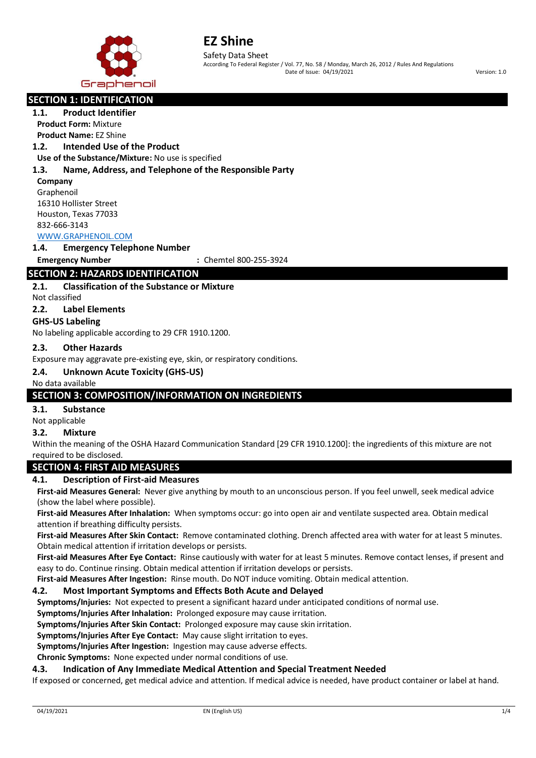# EZ Shine

Safety Data Sheet

According To Federal Register / Vol. 77, No. 58 / Monday, March 26, 2012 / Rules And Regulations

Date of Issue: 04/19/2021

Version: 1.0

## SECTION 1: IDENTIFICATION

### 1.1. Product Identifier

**Product Form:** Mixture

**Product Name:** EZ Shine

### 1.2. Intended Use of the Product

**Use of the Substance/Mixture:** No use is specified

### 1.3. Name, Address, and Telephone of the Responsible Party

**Company**

Graphenoil
16310 Hollister Street
Houston, Texas 77033
832-666-3143
WWW.GRAPHENOIL.COM

### 1.4. Emergency Telephone Number

**Emergency Number** : Chemtel 800-255-3924

## SECTION 2: HAZARDS IDENTIFICATION

### 2.1. Classification of the Substance or Mixture

Not classified

### 2.2. Label Elements

**GHS-US Labeling**

No labeling applicable according to 29 CFR 1910.1200.

### 2.3. Other Hazards

Exposure may aggravate pre-existing eye, skin, or respiratory conditions.

### 2.4. Unknown Acute Toxicity (GHS-US)

No data available

## SECTION 3: COMPOSITION/INFORMATION ON INGREDIENTS

### 3.1. Substance

Not applicable

### 3.2. Mixture

Within the meaning of the OSHA Hazard Communication Standard [29 CFR 1910.1200]: the ingredients of this mixture are not required to be disclosed.

## SECTION 4: FIRST AID MEASURES

### 4.1. Description of First-aid Measures

**First-aid Measures General:** Never give anything by mouth to an unconscious person. If you feel unwell, seek medical advice (show the label where possible).

**First-aid Measures After Inhalation:** When symptoms occur: go into open air and ventilate suspected area. Obtain medical attention if breathing difficulty persists.

**First-aid Measures After Skin Contact:** Remove contaminated clothing. Drench affected area with water for at least 5 minutes. Obtain medical attention if irritation develops or persists.

**First-aid Measures After Eye Contact:** Rinse cautiously with water for at least 5 minutes. Remove contact lenses, if present and easy to do. Continue rinsing. Obtain medical attention if irritation develops or persists.

**First-aid Measures After Ingestion:** Rinse mouth. Do NOT induce vomiting. Obtain medical attention.

### 4.2. Most Important Symptoms and Effects Both Acute and Delayed

**Symptoms/Injuries:** Not expected to present a significant hazard under anticipated conditions of normal use.

**Symptoms/Injuries After Inhalation:** Prolonged exposure may cause irritation.

**Symptoms/Injuries After Skin Contact:** Prolonged exposure may cause skin irritation.

**Symptoms/Injuries After Eye Contact:** May cause slight irritation to eyes.

**Symptoms/Injuries After Ingestion:** Ingestion may cause adverse effects.

**Chronic Symptoms:** None expected under normal conditions of use.

### 4.3. Indication of Any Immediate Medical Attention and Special Treatment Needed

If exposed or concerned, get medical advice and attention. If medical advice is needed, have product container or label at hand.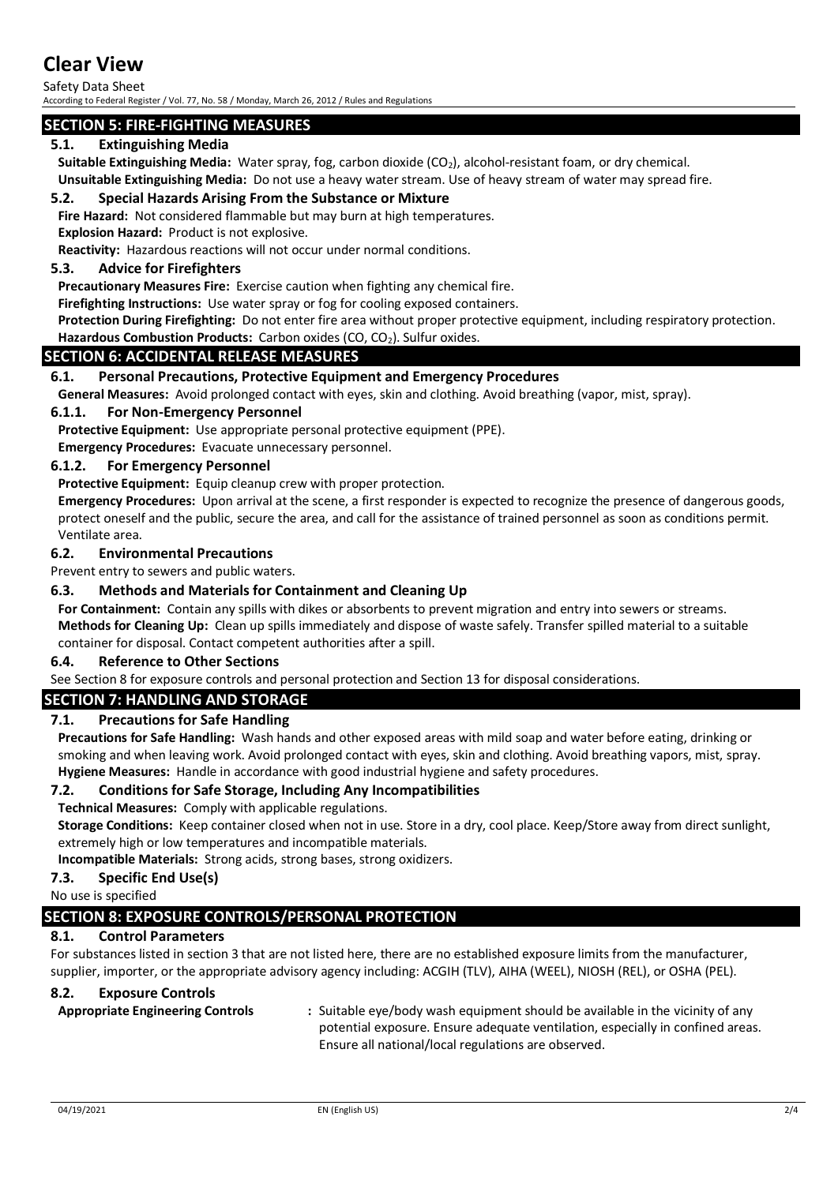# Clear View

Safety Data Sheet

According to Federal Register / Vol. 77, No. 58 / Monday, March 26, 2012 / Rules and Regulations

## SECTION 5: FIRE-FIGHTING MEASURES

### 5.1. Extinguishing Media

**Suitable Extinguishing Media:** Water spray, fog, carbon dioxide ($CO_2$), alcohol-resistant foam, or dry chemical.

**Unsuitable Extinguishing Media:** Do not use a heavy water stream. Use of heavy stream of water may spread fire.

### 5.2. Special Hazards Arising From the Substance or Mixture

**Fire Hazard:** Not considered flammable but may burn at high temperatures.

**Explosion Hazard:** Product is not explosive.

**Reactivity:** Hazardous reactions will not occur under normal conditions.

### 5.3. Advice for Firefighters

**Precautionary Measures Fire:** Exercise caution when fighting any chemical fire.

**Firefighting Instructions:** Use water spray or fog for cooling exposed containers.

**Protection During Firefighting:** Do not enter fire area without proper protective equipment, including respiratory protection.

**Hazardous Combustion Products:** Carbon oxides (CO, $CO_2$). Sulfur oxides.

## SECTION 6: ACCIDENTAL RELEASE MEASURES

### 6.1. Personal Precautions, Protective Equipment and Emergency Procedures

**General Measures:** Avoid prolonged contact with eyes, skin and clothing. Avoid breathing (vapor, mist, spray).

### 6.1.1. For Non-Emergency Personnel

**Protective Equipment:** Use appropriate personal protective equipment (PPE).

**Emergency Procedures:** Evacuate unnecessary personnel.

### 6.1.2. For Emergency Personnel

**Protective Equipment:** Equip cleanup crew with proper protection.

**Emergency Procedures:** Upon arrival at the scene, a first responder is expected to recognize the presence of dangerous goods, protect oneself and the public, secure the area, and call for the assistance of trained personnel as soon as conditions permit. Ventilate area.

### 6.2. Environmental Precautions

Prevent entry to sewers and public waters.

### 6.3. Methods and Materials for Containment and Cleaning Up

**For Containment:** Contain any spills with dikes or absorbents to prevent migration and entry into sewers or streams.

**Methods for Cleaning Up:** Clean up spills immediately and dispose of waste safely. Transfer spilled material to a suitable container for disposal. Contact competent authorities after a spill.

### 6.4. Reference to Other Sections

See Section 8 for exposure controls and personal protection and Section 13 for disposal considerations.

## SECTION 7: HANDLING AND STORAGE

### 7.1. Precautions for Safe Handling

**Precautions for Safe Handling:** Wash hands and other exposed areas with mild soap and water before eating, drinking or smoking and when leaving work. Avoid prolonged contact with eyes, skin and clothing. Avoid breathing vapors, mist, spray.

**Hygiene Measures:** Handle in accordance with good industrial hygiene and safety procedures.

### 7.2. Conditions for Safe Storage, Including Any Incompatibilities

**Technical Measures:** Comply with applicable regulations.

**Storage Conditions:** Keep container closed when not in use. Store in a dry, cool place. Keep/Store away from direct sunlight, extremely high or low temperatures and incompatible materials.

**Incompatible Materials:** Strong acids, strong bases, strong oxidizers.

### 7.3. Specific End Use(s)

No use is specified

## SECTION 8: EXPOSURE CONTROLS/PERSONAL PROTECTION

### 8.1. Control Parameters

For substances listed in section 3 that are not listed here, there are no established exposure limits from the manufacturer, supplier, importer, or the appropriate advisory agency including: ACGIH (TLV), AIHA (WEEL), NIOSH (REL), or OSHA (PEL).

### 8.2. Exposure Controls

**Appropriate Engineering Controls** : Suitable eye/body wash equipment should be available in the vicinity of any potential exposure. Ensure adequate ventilation, especially in confined areas. Ensure all national/local regulations are observed.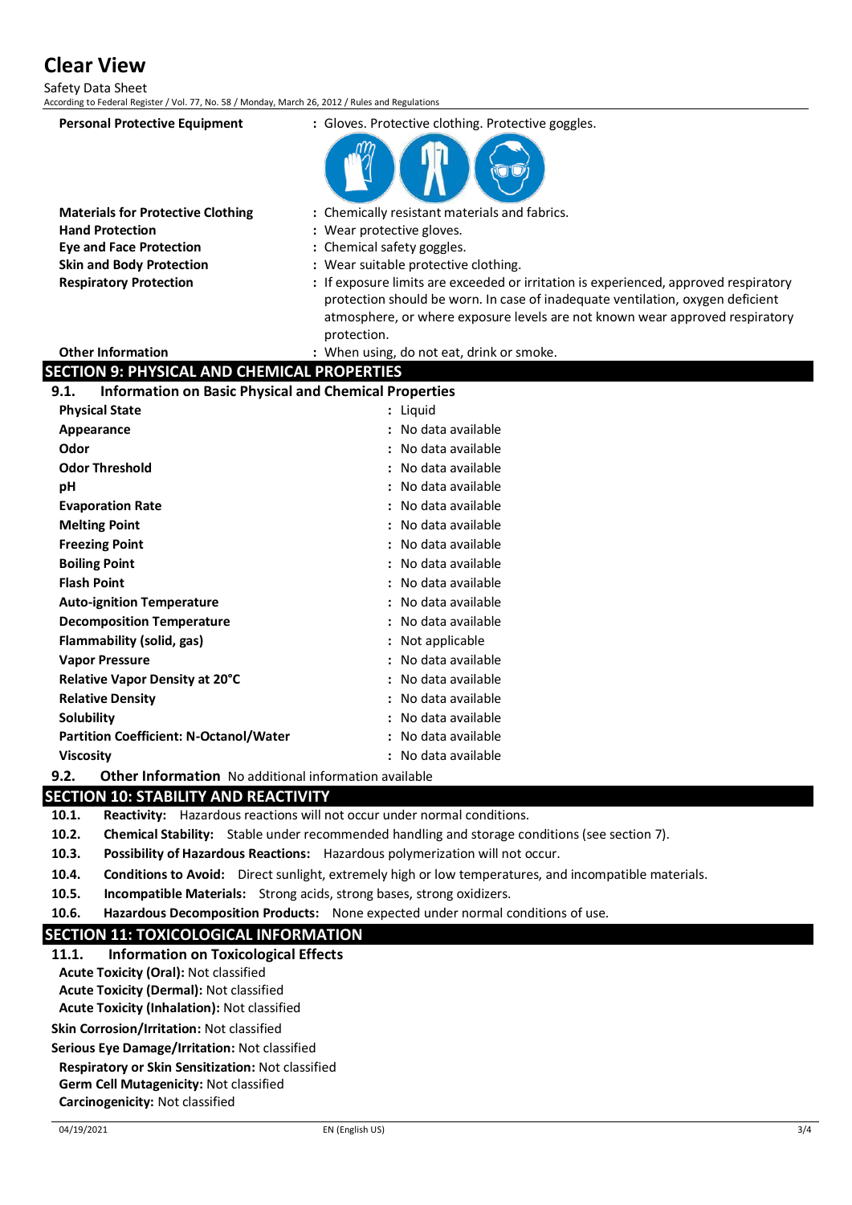**Personal Protective Equipment** : Gloves. Protective clothing. Protective goggles.

**Materials for Protective Clothing** : Chemically resistant materials and fabrics.
**Hand Protection** : Wear protective gloves.
**Eye and Face Protection** : Chemical safety goggles.
**Skin and Body Protection** : Wear suitable protective clothing.
**Respiratory Protection** : If exposure limits are exceeded or irritation is experienced, approved respiratory protection should be worn. In case of inadequate ventilation, oxygen deficient atmosphere, or where exposure levels are not known wear approved respiratory protection.
**Other Information** : When using, do not eat, drink or smoke.

## SECTION 9: PHYSICAL AND CHEMICAL PROPERTIES

### 9.1. Information on Basic Physical and Chemical Properties

| | |
|---|---|
| **Physical State** | : Liquid |
| **Appearance** | : No data available |
| **Odor** | : No data available |
| **Odor Threshold** | : No data available |
| **pH** | : No data available |
| **Evaporation Rate** | : No data available |
| **Melting Point** | : No data available |
| **Freezing Point** | : No data available |
| **Boiling Point** | : No data available |
| **Flash Point** | : No data available |
| **Auto-ignition Temperature** | : No data available |
| **Decomposition Temperature** | : No data available |
| **Flammability (solid, gas)** | : Not applicable |
| **Vapor Pressure** | : No data available |
| **Relative Vapor Density at 20°C** | : No data available |
| **Relative Density** | : No data available |
| **Solubility** | : No data available |
| **Partition Coefficient: N-Octanol/Water** | : No data available |
| **Viscosity** | : No data available |

### 9.2. Other Information
No additional information available

## SECTION 10: STABILITY AND REACTIVITY

**10.1. Reactivity:** Hazardous reactions will not occur under normal conditions.

**10.2. Chemical Stability:** Stable under recommended handling and storage conditions (see section 7).

**10.3. Possibility of Hazardous Reactions:** Hazardous polymerization will not occur.

**10.4. Conditions to Avoid:** Direct sunlight, extremely high or low temperatures, and incompatible materials.

**10.5. Incompatible Materials:** Strong acids, strong bases, strong oxidizers.

**10.6. Hazardous Decomposition Products:** None expected under normal conditions of use.

## SECTION 11: TOXICOLOGICAL INFORMATION

### 11.1. Information on Toxicological Effects

**Acute Toxicity (Oral):** Not classified
**Acute Toxicity (Dermal):** Not classified
**Acute Toxicity (Inhalation):** Not classified

**Skin Corrosion/Irritation:** Not classified

**Serious Eye Damage/Irritation:** Not classified

**Respiratory or Skin Sensitization:** Not classified
**Germ Cell Mutagenicity:** Not classified
**Carcinogenicity:** Not classified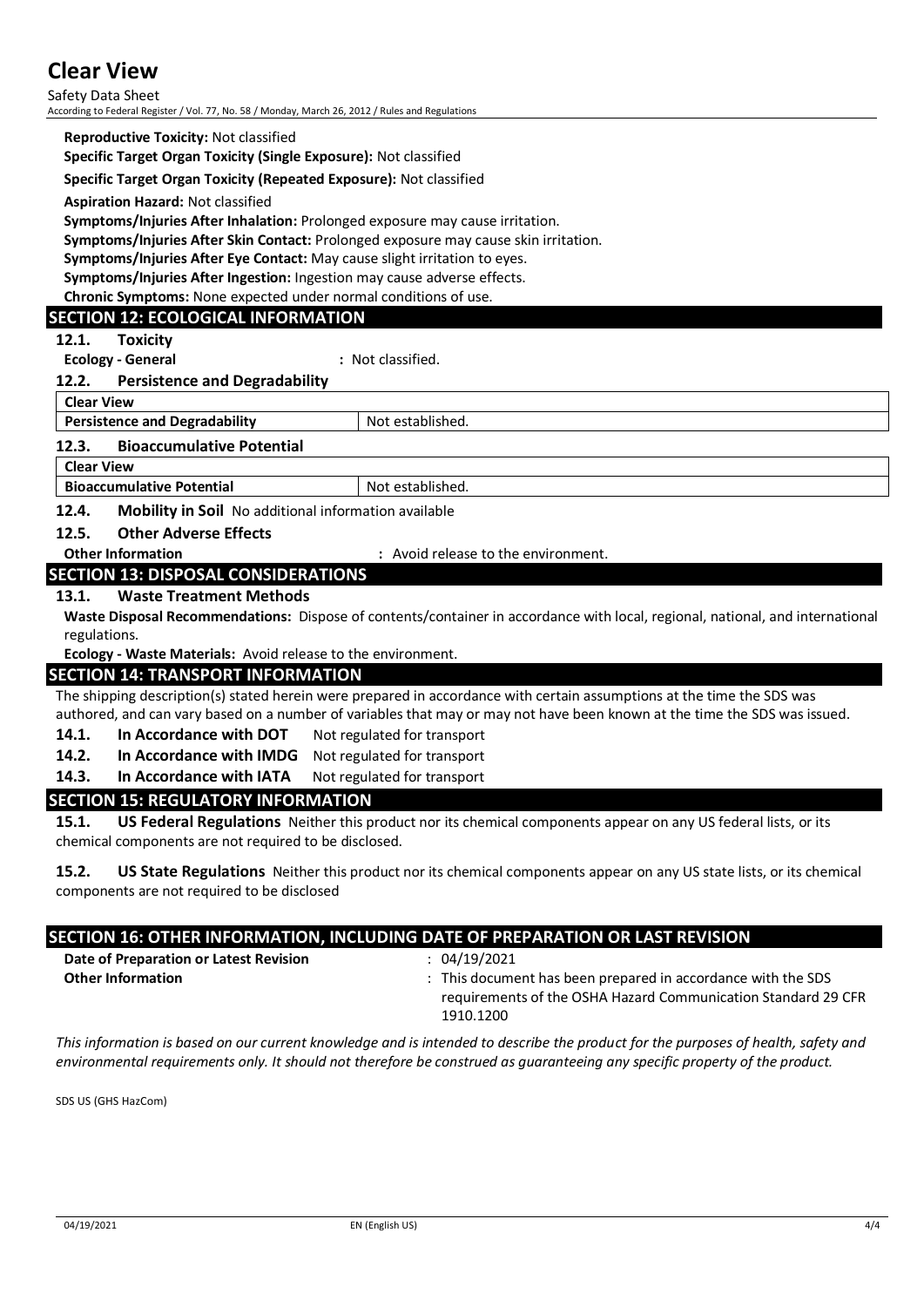**Reproductive Toxicity:** Not classified

**Specific Target Organ Toxicity (Single Exposure):** Not classified

**Specific Target Organ Toxicity (Repeated Exposure):** Not classified

**Aspiration Hazard:** Not classified

**Symptoms/Injuries After Inhalation:** Prolonged exposure may cause irritation.

**Symptoms/Injuries After Skin Contact:** Prolonged exposure may cause skin irritation.

**Symptoms/Injuries After Eye Contact:** May cause slight irritation to eyes.

**Symptoms/Injuries After Ingestion:** Ingestion may cause adverse effects.

**Chronic Symptoms:** None expected under normal conditions of use.

## SECTION 12: ECOLOGICAL INFORMATION

### 12.1. Toxicity

**Ecology - General** : Not classified.

### 12.2. Persistence and Degradability

| **Clear View** | |
|---|---|
| **Persistence and Degradability** | Not established. |

### 12.3. Bioaccumulative Potential

| **Clear View** | |
|---|---|
| **Bioaccumulative Potential** | Not established. |

### 12.4. Mobility in Soil

No additional information available

### 12.5. Other Adverse Effects

**Other Information** : Avoid release to the environment.

## SECTION 13: DISPOSAL CONSIDERATIONS

### 13.1. Waste Treatment Methods

**Waste Disposal Recommendations:** Dispose of contents/container in accordance with local, regional, national, and international regulations.

**Ecology - Waste Materials:** Avoid release to the environment.

## SECTION 14: TRANSPORT INFORMATION

The shipping description(s) stated herein were prepared in accordance with certain assumptions at the time the SDS was authored, and can vary based on a number of variables that may or may not have been known at the time the SDS was issued.

**14.1. In Accordance with DOT** Not regulated for transport

**14.2. In Accordance with IMDG** Not regulated for transport

**14.3. In Accordance with IATA** Not regulated for transport

## SECTION 15: REGULATORY INFORMATION

**15.1. US Federal Regulations** Neither this product nor its chemical components appear on any US federal lists, or its chemical components are not required to be disclosed.

**15.2. US State Regulations** Neither this product nor its chemical components appear on any US state lists, or its chemical components are not required to be disclosed

## SECTION 16: OTHER INFORMATION, INCLUDING DATE OF PREPARATION OR LAST REVISION

**Date of Preparation or Latest Revision** : 04/19/2021

**Other Information** : This document has been prepared in accordance with the SDS requirements of the OSHA Hazard Communication Standard 29 CFR 1910.1200

*This information is based on our current knowledge and is intended to describe the product for the purposes of health, safety and environmental requirements only. It should not therefore be construed as guaranteeing any specific property of the product.*

SDS US (GHS HazCom)